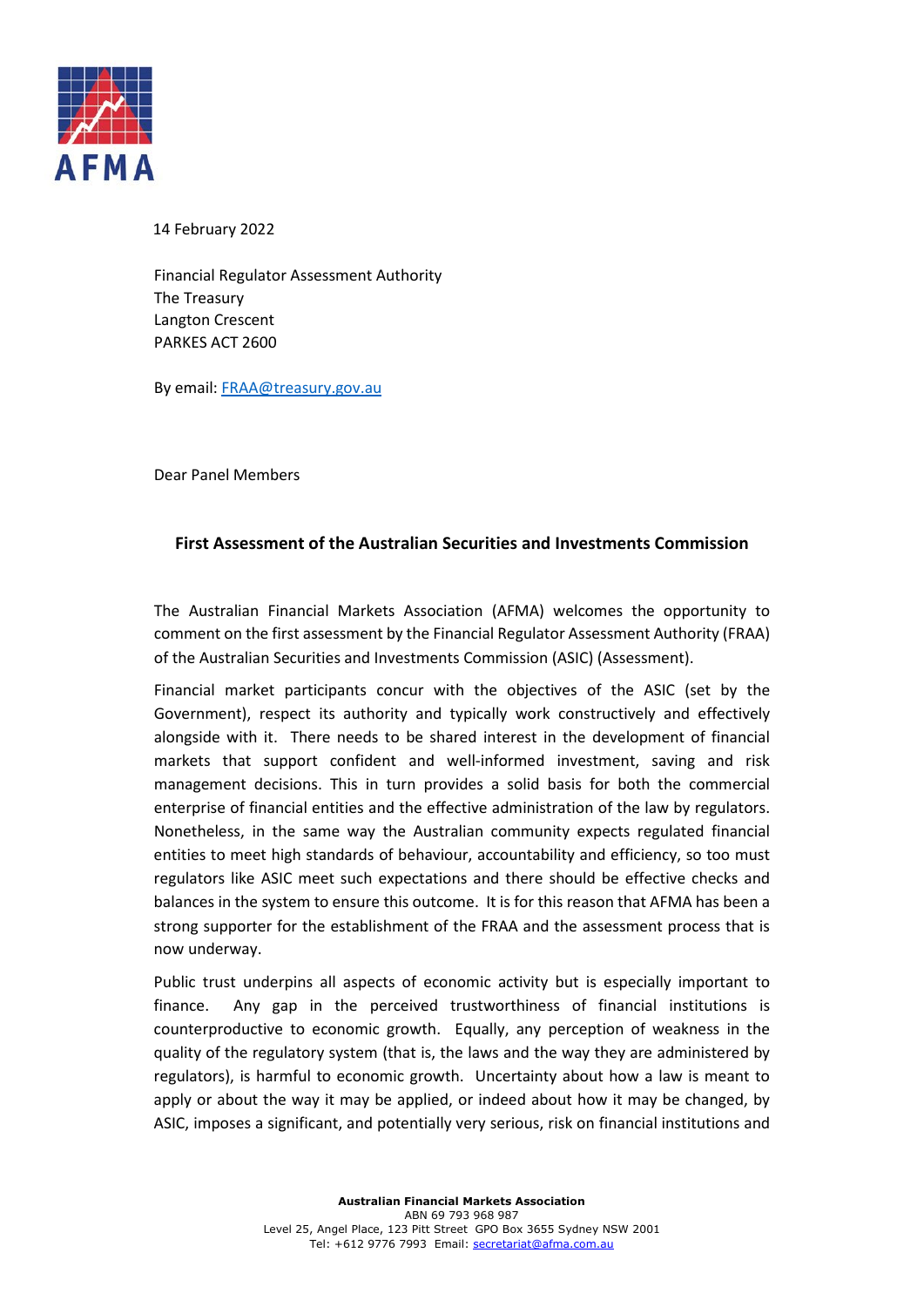14 February 2022

Financial Regulator Assessment Authority
The Treasury
Langton Crescent
PARKES ACT 2600

By email: FRAA@treasury.gov.au

Dear Panel Members

**First Assessment of the Australian Securities and Investments Commission**

The Australian Financial Markets Association (AFMA) welcomes the opportunity to comment on the first assessment by the Financial Regulator Assessment Authority (FRAA) of the Australian Securities and Investments Commission (ASIC) (Assessment).

Financial market participants concur with the objectives of the ASIC (set by the Government), respect its authority and typically work constructively and effectively alongside with it. There needs to be shared interest in the development of financial markets that support confident and well-informed investment, saving and risk management decisions. This in turn provides a solid basis for both the commercial enterprise of financial entities and the effective administration of the law by regulators. Nonetheless, in the same way the Australian community expects regulated financial entities to meet high standards of behaviour, accountability and efficiency, so too must regulators like ASIC meet such expectations and there should be effective checks and balances in the system to ensure this outcome. It is for this reason that AFMA has been a strong supporter for the establishment of the FRAA and the assessment process that is now underway.

Public trust underpins all aspects of economic activity but is especially important to finance. Any gap in the perceived trustworthiness of financial institutions is counterproductive to economic growth. Equally, any perception of weakness in the quality of the regulatory system (that is, the laws and the way they are administered by regulators), is harmful to economic growth. Uncertainty about how a law is meant to apply or about the way it may be applied, or indeed about how it may be changed, by ASIC, imposes a significant, and potentially very serious, risk on financial institutions and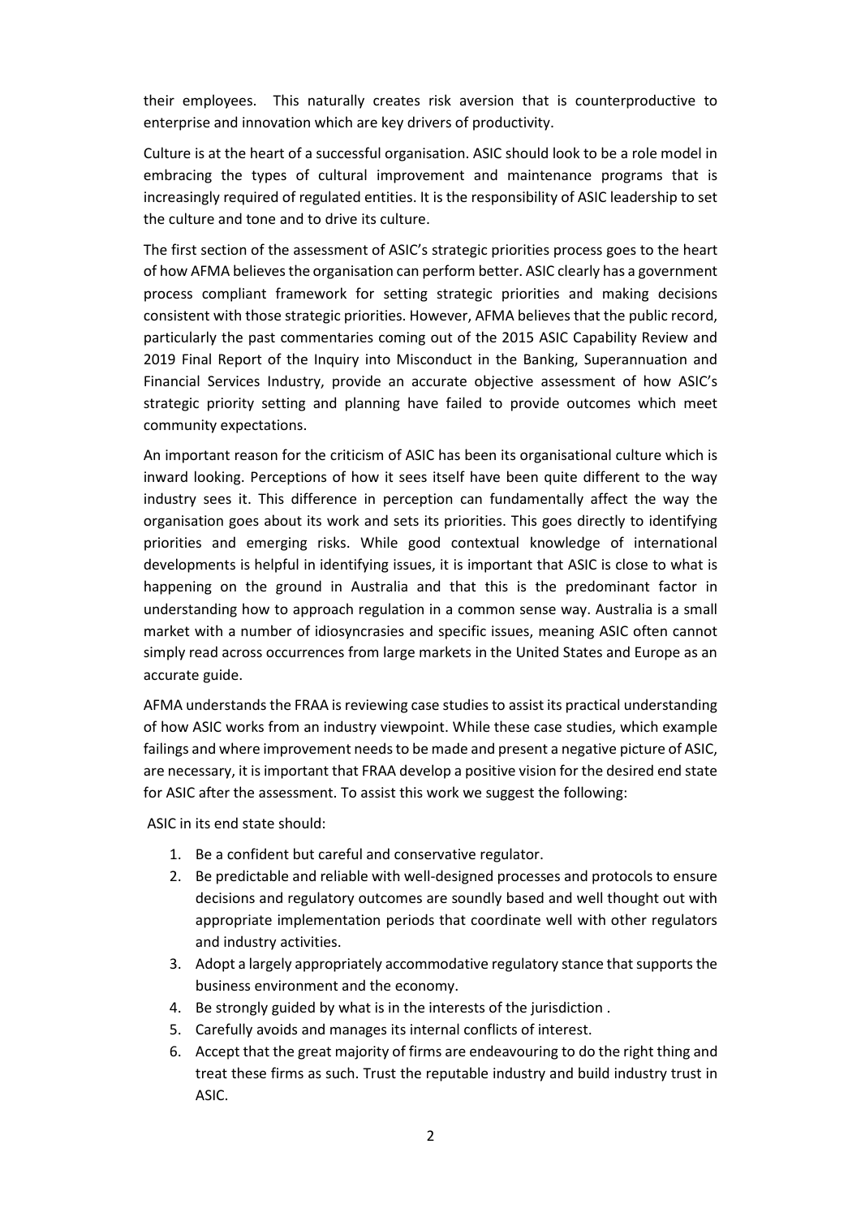their employees. This naturally creates risk aversion that is counterproductive to enterprise and innovation which are key drivers of productivity.

Culture is at the heart of a successful organisation. ASIC should look to be a role model in embracing the types of cultural improvement and maintenance programs that is increasingly required of regulated entities. It is the responsibility of ASIC leadership to set the culture and tone and to drive its culture.

The first section of the assessment of ASIC's strategic priorities process goes to the heart of how AFMA believes the organisation can perform better. ASIC clearly has a government process compliant framework for setting strategic priorities and making decisions consistent with those strategic priorities. However, AFMA believes that the public record, particularly the past commentaries coming out of the 2015 ASIC Capability Review and 2019 Final Report of the Inquiry into Misconduct in the Banking, Superannuation and Financial Services Industry, provide an accurate objective assessment of how ASIC's strategic priority setting and planning have failed to provide outcomes which meet community expectations.

An important reason for the criticism of ASIC has been its organisational culture which is inward looking. Perceptions of how it sees itself have been quite different to the way industry sees it. This difference in perception can fundamentally affect the way the organisation goes about its work and sets its priorities. This goes directly to identifying priorities and emerging risks. While good contextual knowledge of international developments is helpful in identifying issues, it is important that ASIC is close to what is happening on the ground in Australia and that this is the predominant factor in understanding how to approach regulation in a common sense way. Australia is a small market with a number of idiosyncrasies and specific issues, meaning ASIC often cannot simply read across occurrences from large markets in the United States and Europe as an accurate guide.

AFMA understands the FRAA is reviewing case studies to assist its practical understanding of how ASIC works from an industry viewpoint. While these case studies, which example failings and where improvement needs to be made and present a negative picture of ASIC, are necessary, it is important that FRAA develop a positive vision for the desired end state for ASIC after the assessment. To assist this work we suggest the following:

ASIC in its end state should:

1. Be a confident but careful and conservative regulator.
2. Be predictable and reliable with well-designed processes and protocols to ensure decisions and regulatory outcomes are soundly based and well thought out with appropriate implementation periods that coordinate well with other regulators and industry activities.
3. Adopt a largely appropriately accommodative regulatory stance that supports the business environment and the economy.
4. Be strongly guided by what is in the interests of the jurisdiction .
5. Carefully avoids and manages its internal conflicts of interest.
6. Accept that the great majority of firms are endeavouring to do the right thing and treat these firms as such. Trust the reputable industry and build industry trust in ASIC.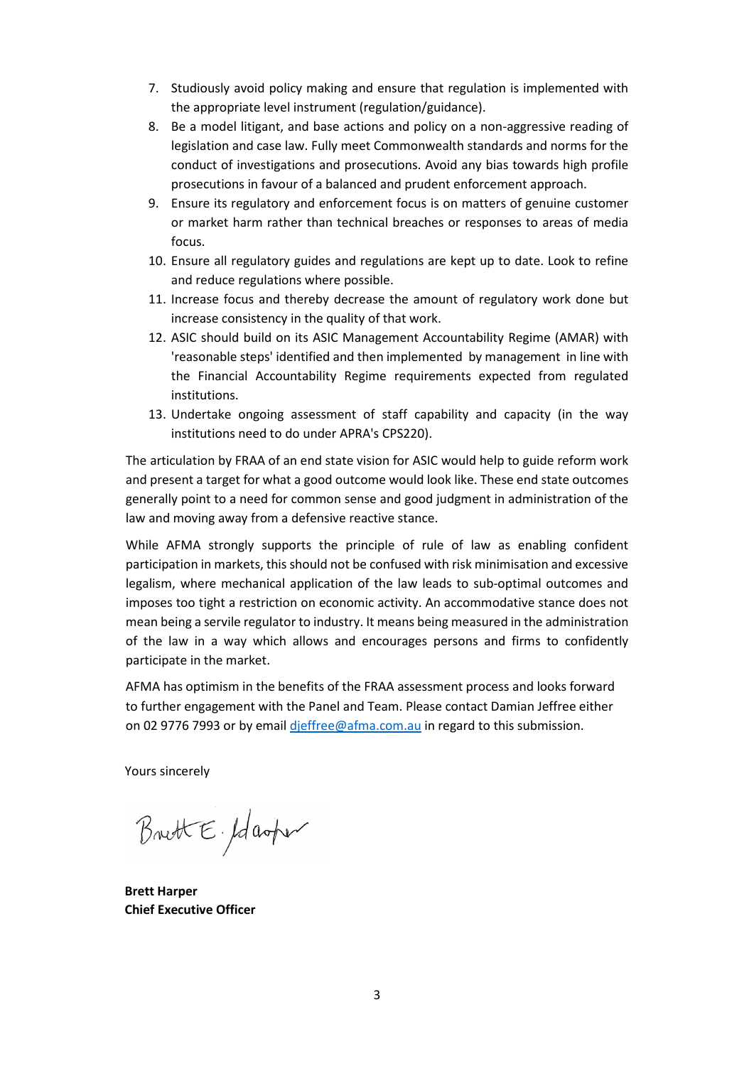7. Studiously avoid policy making and ensure that regulation is implemented with the appropriate level instrument (regulation/guidance).
8. Be a model litigant, and base actions and policy on a non-aggressive reading of legislation and case law. Fully meet Commonwealth standards and norms for the conduct of investigations and prosecutions. Avoid any bias towards high profile prosecutions in favour of a balanced and prudent enforcement approach.
9. Ensure its regulatory and enforcement focus is on matters of genuine customer or market harm rather than technical breaches or responses to areas of media focus.
10. Ensure all regulatory guides and regulations are kept up to date. Look to refine and reduce regulations where possible.
11. Increase focus and thereby decrease the amount of regulatory work done but increase consistency in the quality of that work.
12. ASIC should build on its ASIC Management Accountability Regime (AMAR) with 'reasonable steps' identified and then implemented by management in line with the Financial Accountability Regime requirements expected from regulated institutions.
13. Undertake ongoing assessment of staff capability and capacity (in the way institutions need to do under APRA's CPS220).

The articulation by FRAA of an end state vision for ASIC would help to guide reform work and present a target for what a good outcome would look like. These end state outcomes generally point to a need for common sense and good judgment in administration of the law and moving away from a defensive reactive stance.

While AFMA strongly supports the principle of rule of law as enabling confident participation in markets, this should not be confused with risk minimisation and excessive legalism, where mechanical application of the law leads to sub-optimal outcomes and imposes too tight a restriction on economic activity. An accommodative stance does not mean being a servile regulator to industry. It means being measured in the administration of the law in a way which allows and encourages persons and firms to confidently participate in the market.

AFMA has optimism in the benefits of the FRAA assessment process and looks forward to further engagement with the Panel and Team. Please contact Damian Jeffree either on 02 9776 7993 or by email djeffree@afma.com.au in regard to this submission.

Yours sincerely

**Brett Harper**
**Chief Executive Officer**